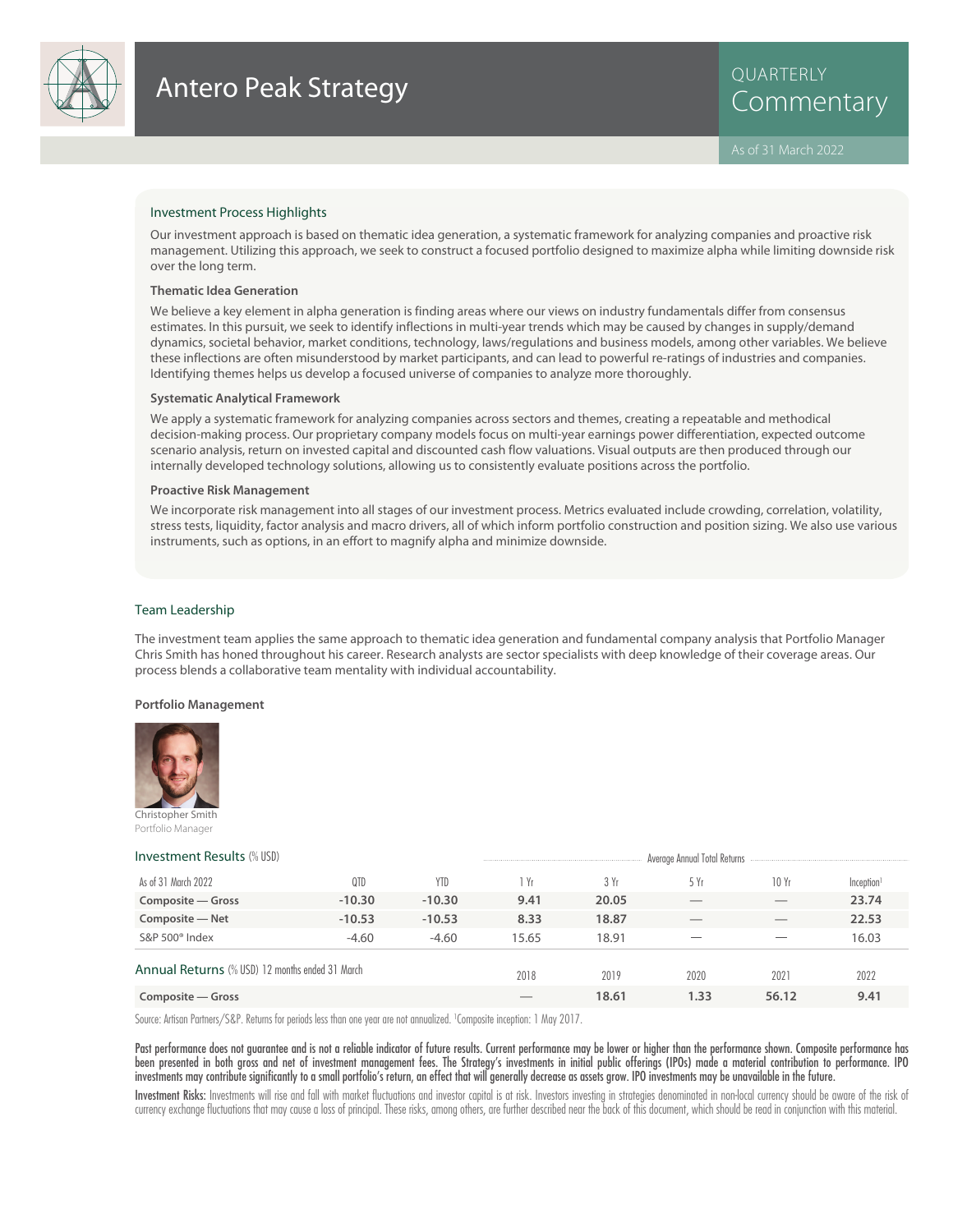# Antero Peak Strategy

QUARTERLY Commentary

As of 31 March 2022

## Investment Process Highlights

Our investment approach is based on thematic idea generation, a systematic framework for analyzing companies and proactive risk management. Utilizing this approach, we seek to construct a focused portfolio designed to maximize alpha while limiting downside risk over the long term.

### Thematic Idea Generation

We believe a key element in alpha generation is finding areas where our views on industry fundamentals differ from consensus estimates. In this pursuit, we seek to identify inflections in multi-year trends which may be caused by changes in supply/demand dynamics, societal behavior, market conditions, technology, laws/regulations and business models, among other variables. We believe these inflections are often misunderstood by market participants, and can lead to powerful re-ratings of industries and companies. Identifying themes helps us develop a focused universe of companies to analyze more thoroughly.

### Systematic Analytical Framework

We apply a systematic framework for analyzing companies across sectors and themes, creating a repeatable and methodical decision-making process. Our proprietary company models focus on multi-year earnings power differentiation, expected outcome scenario analysis, return on invested capital and discounted cash flow valuations. Visual outputs are then produced through our internally developed technology solutions, allowing us to consistently evaluate positions across the portfolio.

### Proactive Risk Management

We incorporate risk management into all stages of our investment process. Metrics evaluated include crowding, correlation, volatility, stress tests, liquidity, factor analysis and macro drivers, all of which inform portfolio construction and position sizing. We also use various instruments, such as options, in an effort to magnify alpha and minimize downside.

## Team Leadership

The investment team applies the same approach to thematic idea generation and fundamental company analysis that Portfolio Manager Chris Smith has honed throughout his career. Research analysts are sector specialists with deep knowledge of their coverage areas. Our process blends a collaborative team mentality with individual accountability.

### Portfolio Management

Christopher Smith
Portfolio Manager

## Investment Results (% USD)

| As of 31 March 2022 | QTD | YTD | 1 Yr | 3 Yr | 5 Yr | 10 Yr | Inception[1] |
|---|---|---|---|---|---|---|---|
| | | | Average Annual Total Returns | | | | |
| **Composite — Gross** | **-10.30** | **-10.30** | **9.41** | **20.05** | — | — | **23.74** |
| **Composite — Net** | **-10.53** | **-10.53** | **8.33** | **18.87** | — | — | **22.53** |
| S&P 500® Index | -4.60 | -4.60 | 15.65 | 18.91 | — | — | 16.03 |

## Annual Returns (% USD) 12 months ended 31 March

| | 2018 | 2019 | 2020 | 2021 | 2022 |
|---|---|---|---|---|---|
| **Composite — Gross** | — | **18.61** | **1.33** | **56.12** | **9.41** |

Source: Artisan Partners/S&P. Returns for periods less than one year are not annualized. [1]Composite inception: 1 May 2017.

Past performance does not guarantee and is not a reliable indicator of future results. Current performance may be lower or higher than the performance shown. Composite performance has been presented in both gross and net of investment management fees. The Strategy's investments in initial public offerings (IPOs) made a material contribution to performance. IPO investments may contribute significantly to a small portfolio's return, an effect that will generally decrease as assets grow. IPO investments may be unavailable in the future.

Investment Risks: Investments will rise and fall with market fluctuations and investor capital is at risk. Investors investing in strategies denominated in non-local currency should be aware of the risk of currency exchange fluctuations that may cause a loss of principal. These risks, among others, are further described near the back of this document, which should be read in conjunction with this material.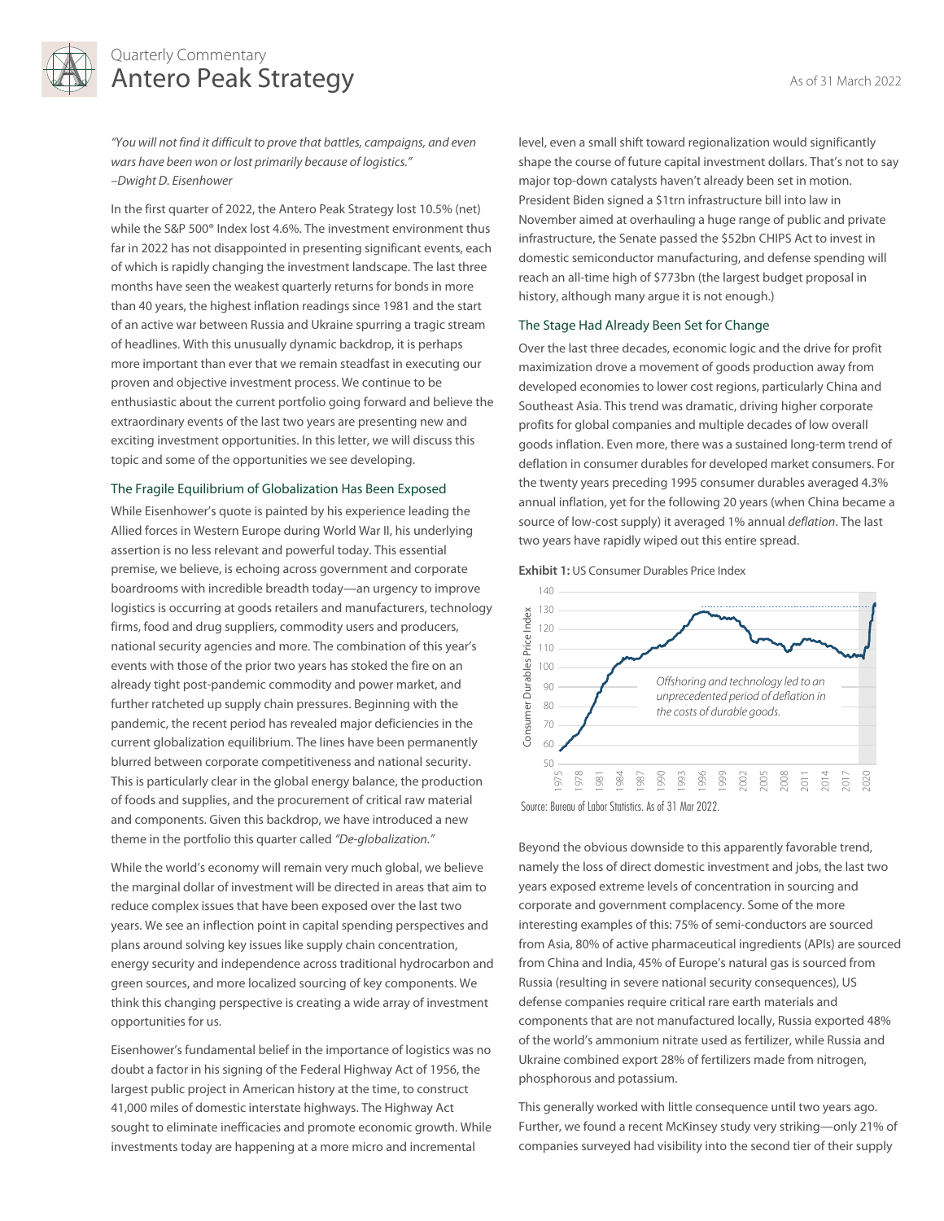*"You will not find it difficult to prove that battles, campaigns, and even wars have been won or lost primarily because of logistics."*
*–Dwight D. Eisenhower*

In the first quarter of 2022, the Antero Peak Strategy lost 10.5% (net) while the S&P 500® Index lost 4.6%. The investment environment thus far in 2022 has not disappointed in presenting significant events, each of which is rapidly changing the investment landscape. The last three months have seen the weakest quarterly returns for bonds in more than 40 years, the highest inflation readings since 1981 and the start of an active war between Russia and Ukraine spurring a tragic stream of headlines. With this unusually dynamic backdrop, it is perhaps more important than ever that we remain steadfast in executing our proven and objective investment process. We continue to be enthusiastic about the current portfolio going forward and believe the extraordinary events of the last two years are presenting new and exciting investment opportunities. In this letter, we will discuss this topic and some of the opportunities we see developing.

## The Fragile Equilibrium of Globalization Has Been Exposed

While Eisenhower's quote is painted by his experience leading the Allied forces in Western Europe during World War II, his underlying assertion is no less relevant and powerful today. This essential premise, we believe, is echoing across government and corporate boardrooms with incredible breadth today—an urgency to improve logistics is occurring at goods retailers and manufacturers, technology firms, food and drug suppliers, commodity users and producers, national security agencies and more. The combination of this year's events with those of the prior two years has stoked the fire on an already tight post-pandemic commodity and power market, and further ratcheted up supply chain pressures. Beginning with the pandemic, the recent period has revealed major deficiencies in the current globalization equilibrium. The lines have been permanently blurred between corporate competitiveness and national security. This is particularly clear in the global energy balance, the production of foods and supplies, and the procurement of critical raw material and components. Given this backdrop, we have introduced a new theme in the portfolio this quarter called *"De-globalization."*

While the world's economy will remain very much global, we believe the marginal dollar of investment will be directed in areas that aim to reduce complex issues that have been exposed over the last two years. We see an inflection point in capital spending perspectives and plans around solving key issues like supply chain concentration, energy security and independence across traditional hydrocarbon and green sources, and more localized sourcing of key components. We think this changing perspective is creating a wide array of investment opportunities for us.

Eisenhower's fundamental belief in the importance of logistics was no doubt a factor in his signing of the Federal Highway Act of 1956, the largest public project in American history at the time, to construct 41,000 miles of domestic interstate highways. The Highway Act sought to eliminate inefficacies and promote economic growth. While investments today are happening at a more micro and incremental level, even a small shift toward regionalization would significantly shape the course of future capital investment dollars. That's not to say major top-down catalysts haven't already been set in motion. President Biden signed a $1trn infrastructure bill into law in November aimed at overhauling a huge range of public and private infrastructure, the Senate passed the $52bn CHIPS Act to invest in domestic semiconductor manufacturing, and defense spending will reach an all-time high of $773bn (the largest budget proposal in history, although many argue it is not enough.)

## The Stage Had Already Been Set for Change

Over the last three decades, economic logic and the drive for profit maximization drove a movement of goods production away from developed economies to lower cost regions, particularly China and Southeast Asia. This trend was dramatic, driving higher corporate profits for global companies and multiple decades of low overall goods inflation. Even more, there was a sustained long-term trend of deflation in consumer durables for developed market consumers. For the twenty years preceding 1995 consumer durables averaged 4.3% annual inflation, yet for the following 20 years (when China became a source of low-cost supply) it averaged 1% annual *deflation*. The last two years have rapidly wiped out this entire spread.

**Exhibit 1:** US Consumer Durables Price Index

Source: Bureau of Labor Statistics. As of 31 Mar 2022.

Beyond the obvious downside to this apparently favorable trend, namely the loss of direct domestic investment and jobs, the last two years exposed extreme levels of concentration in sourcing and corporate and government complacency. Some of the more interesting examples of this: 75% of semi-conductors are sourced from Asia, 80% of active pharmaceutical ingredients (APIs) are sourced from China and India, 45% of Europe's natural gas is sourced from Russia (resulting in severe national security consequences), US defense companies require critical rare earth materials and components that are not manufactured locally, Russia exported 48% of the world's ammonium nitrate used as fertilizer, while Russia and Ukraine combined export 28% of fertilizers made from nitrogen, phosphorous and potassium.

This generally worked with little consequence until two years ago. Further, we found a recent McKinsey study very striking—only 21% of companies surveyed had visibility into the second tier of their supply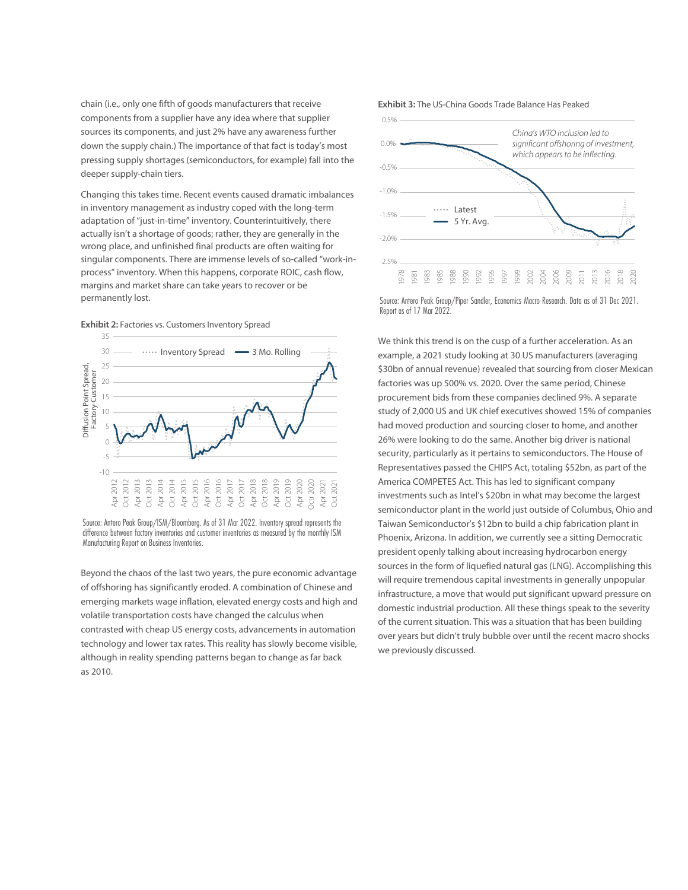chain (i.e., only one fifth of goods manufacturers that receive components from a supplier have any idea where that supplier sources its components, and just 2% have any awareness further down the supply chain.) The importance of that fact is today's most pressing supply shortages (semiconductors, for example) fall into the deeper supply-chain tiers.

Changing this takes time. Recent events caused dramatic imbalances in inventory management as industry coped with the long-term adaptation of "just-in-time" inventory. Counterintuitively, there actually isn't a shortage of goods; rather, they are generally in the wrong place, and unfinished final products are often waiting for singular components. There are immense levels of so-called "work-in-process" inventory. When this happens, corporate ROIC, cash flow, margins and market share can take years to recover or be permanently lost.

**Exhibit 2:** Factories vs. Customers Inventory Spread

Source: Antero Peak Group/ISM/Bloomberg. As of 31 Mar 2022. Inventory spread represents the difference between factory inventories and customer inventories as measured by the monthly ISM Manufacturing Report on Business Inventories.

Beyond the chaos of the last two years, the pure economic advantage of offshoring has significantly eroded. A combination of Chinese and emerging markets wage inflation, elevated energy costs and high and volatile transportation costs have changed the calculus when contrasted with cheap US energy costs, advancements in automation technology and lower tax rates. This reality has slowly become visible, although in reality spending patterns began to change as far back as 2010.

**Exhibit 3:** The US-China Goods Trade Balance Has Peaked

Source: Antero Peak Group/Piper Sandler, Economics Macro Research. Data as of 31 Dec 2021. Report as of 17 Mar 2022.

We think this trend is on the cusp of a further acceleration. As an example, a 2021 study looking at 30 US manufacturers (averaging $30bn of annual revenue) revealed that sourcing from closer Mexican factories was up 500% vs. 2020. Over the same period, Chinese procurement bids from these companies declined 9%. A separate study of 2,000 US and UK chief executives showed 15% of companies had moved production and sourcing closer to home, and another 26% were looking to do the same. Another big driver is national security, particularly as it pertains to semiconductors. The House of Representatives passed the CHIPS Act, totaling $52bn, as part of the America COMPETES Act. This has led to significant company investments such as Intel's $20bn in what may become the largest semiconductor plant in the world just outside of Columbus, Ohio and Taiwan Semiconductor's $12bn to build a chip fabrication plant in Phoenix, Arizona. In addition, we currently see a sitting Democratic president openly talking about increasing hydrocarbon energy sources in the form of liquefied natural gas (LNG). Accomplishing this will require tremendous capital investments in generally unpopular infrastructure, a move that would put significant upward pressure on domestic industrial production. All these things speak to the severity of the current situation. This was a situation that has been building over years but didn't truly bubble over until the recent macro shocks we previously discussed.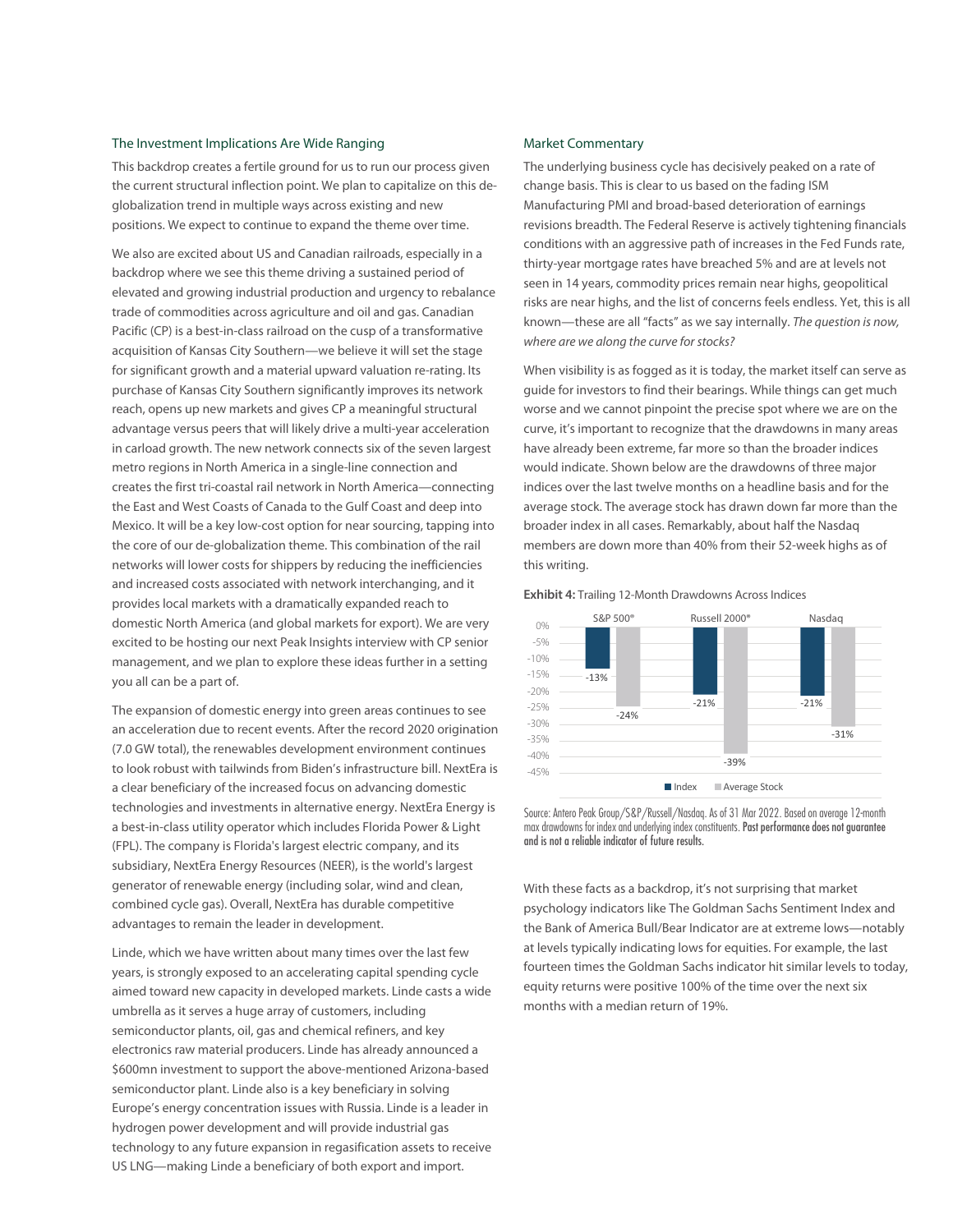## The Investment Implications Are Wide Ranging

This backdrop creates a fertile ground for us to run our process given the current structural inflection point. We plan to capitalize on this de-globalization trend in multiple ways across existing and new positions. We expect to continue to expand the theme over time.

We also are excited about US and Canadian railroads, especially in a backdrop where we see this theme driving a sustained period of elevated and growing industrial production and urgency to rebalance trade of commodities across agriculture and oil and gas. Canadian Pacific (CP) is a best-in-class railroad on the cusp of a transformative acquisition of Kansas City Southern—we believe it will set the stage for significant growth and a material upward valuation re-rating. Its purchase of Kansas City Southern significantly improves its network reach, opens up new markets and gives CP a meaningful structural advantage versus peers that will likely drive a multi-year acceleration in carload growth. The new network connects six of the seven largest metro regions in North America in a single-line connection and creates the first tri-coastal rail network in North America—connecting the East and West Coasts of Canada to the Gulf Coast and deep into Mexico. It will be a key low-cost option for near sourcing, tapping into the core of our de-globalization theme. This combination of the rail networks will lower costs for shippers by reducing the inefficiencies and increased costs associated with network interchanging, and it provides local markets with a dramatically expanded reach to domestic North America (and global markets for export). We are very excited to be hosting our next Peak Insights interview with CP senior management, and we plan to explore these ideas further in a setting you all can be a part of.

The expansion of domestic energy into green areas continues to see an acceleration due to recent events. After the record 2020 origination (7.0 GW total), the renewables development environment continues to look robust with tailwinds from Biden's infrastructure bill. NextEra is a clear beneficiary of the increased focus on advancing domestic technologies and investments in alternative energy. NextEra Energy is a best-in-class utility operator which includes Florida Power & Light (FPL). The company is Florida's largest electric company, and its subsidiary, NextEra Energy Resources (NEER), is the world's largest generator of renewable energy (including solar, wind and clean, combined cycle gas). Overall, NextEra has durable competitive advantages to remain the leader in development.

Linde, which we have written about many times over the last few years, is strongly exposed to an accelerating capital spending cycle aimed toward new capacity in developed markets. Linde casts a wide umbrella as it serves a huge array of customers, including semiconductor plants, oil, gas and chemical refiners, and key electronics raw material producers. Linde has already announced a $600mn investment to support the above-mentioned Arizona-based semiconductor plant. Linde also is a key beneficiary in solving Europe's energy concentration issues with Russia. Linde is a leader in hydrogen power development and will provide industrial gas technology to any future expansion in regasification assets to receive US LNG—making Linde a beneficiary of both export and import.

## Market Commentary

The underlying business cycle has decisively peaked on a rate of change basis. This is clear to us based on the fading ISM Manufacturing PMI and broad-based deterioration of earnings revisions breadth. The Federal Reserve is actively tightening financials conditions with an aggressive path of increases in the Fed Funds rate, thirty-year mortgage rates have breached 5% and are at levels not seen in 14 years, commodity prices remain near highs, geopolitical risks are near highs, and the list of concerns feels endless. Yet, this is all known—these are all "facts" as we say internally. *The question is now, where are we along the curve for stocks?*

When visibility is as fogged as it is today, the market itself can serve as guide for investors to find their bearings. While things can get much worse and we cannot pinpoint the precise spot where we are on the curve, it's important to recognize that the drawdowns in many areas have already been extreme, far more so than the broader indices would indicate. Shown below are the drawdowns of three major indices over the last twelve months on a headline basis and for the average stock. The average stock has drawn down far more than the broader index in all cases. Remarkably, about half the Nasdaq members are down more than 40% from their 52-week highs as of this writing.

**Exhibit 4:** Trailing 12-Month Drawdowns Across Indices

| | S&P 500® | Russell 2000® | Nasdaq |
|---|---|---|---|
| Index | -13% | -21% | -21% |
| Average Stock | -24% | -39% | -31% |

Source: Antero Peak Group/S&P/Russell/Nasdaq. As of 31 Mar 2022. Based on average 12-month max drawdowns for index and underlying index constituents. **Past performance does not guarantee and is not a reliable indicator of future results.**

With these facts as a backdrop, it's not surprising that market psychology indicators like The Goldman Sachs Sentiment Index and the Bank of America Bull/Bear Indicator are at extreme lows—notably at levels typically indicating lows for equities. For example, the last fourteen times the Goldman Sachs indicator hit similar levels to today, equity returns were positive 100% of the time over the next six months with a median return of 19%.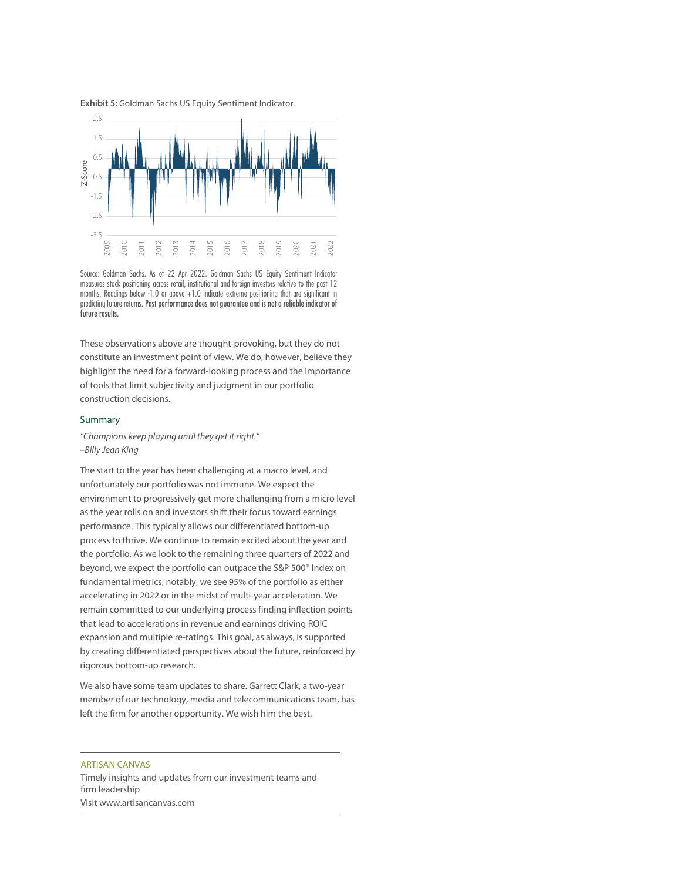**Exhibit 5:** Goldman Sachs US Equity Sentiment Indicator

Source: Goldman Sachs. As of 22 Apr 2022. Goldman Sachs US Equity Sentiment Indicator measures stock positioning across retail, institutional and foreign investors relative to the past 12 months. Readings below -1.0 or above +1.0 indicate extreme positioning that are significant in predicting future returns. **Past performance does not guarantee and is not a reliable indicator of future results.**

These observations above are thought-provoking, but they do not constitute an investment point of view. We do, however, believe they highlight the need for a forward-looking process and the importance of tools that limit subjectivity and judgment in our portfolio construction decisions.

## Summary

*"Champions keep playing until they get it right."*
*–Billy Jean King*

The start to the year has been challenging at a macro level, and unfortunately our portfolio was not immune. We expect the environment to progressively get more challenging from a micro level as the year rolls on and investors shift their focus toward earnings performance. This typically allows our differentiated bottom-up process to thrive. We continue to remain excited about the year and the portfolio. As we look to the remaining three quarters of 2022 and beyond, we expect the portfolio can outpace the S&P 500® Index on fundamental metrics; notably, we see 95% of the portfolio as either accelerating in 2022 or in the midst of multi-year acceleration. We remain committed to our underlying process finding inflection points that lead to accelerations in revenue and earnings driving ROIC expansion and multiple re-ratings. This goal, as always, is supported by creating differentiated perspectives about the future, reinforced by rigorous bottom-up research.

We also have some team updates to share. Garrett Clark, a two-year member of our technology, media and telecommunications team, has left the firm for another opportunity. We wish him the best.

---

ARTISAN CANVAS

Timely insights and updates from our investment teams and firm leadership

Visit www.artisancanvas.com

---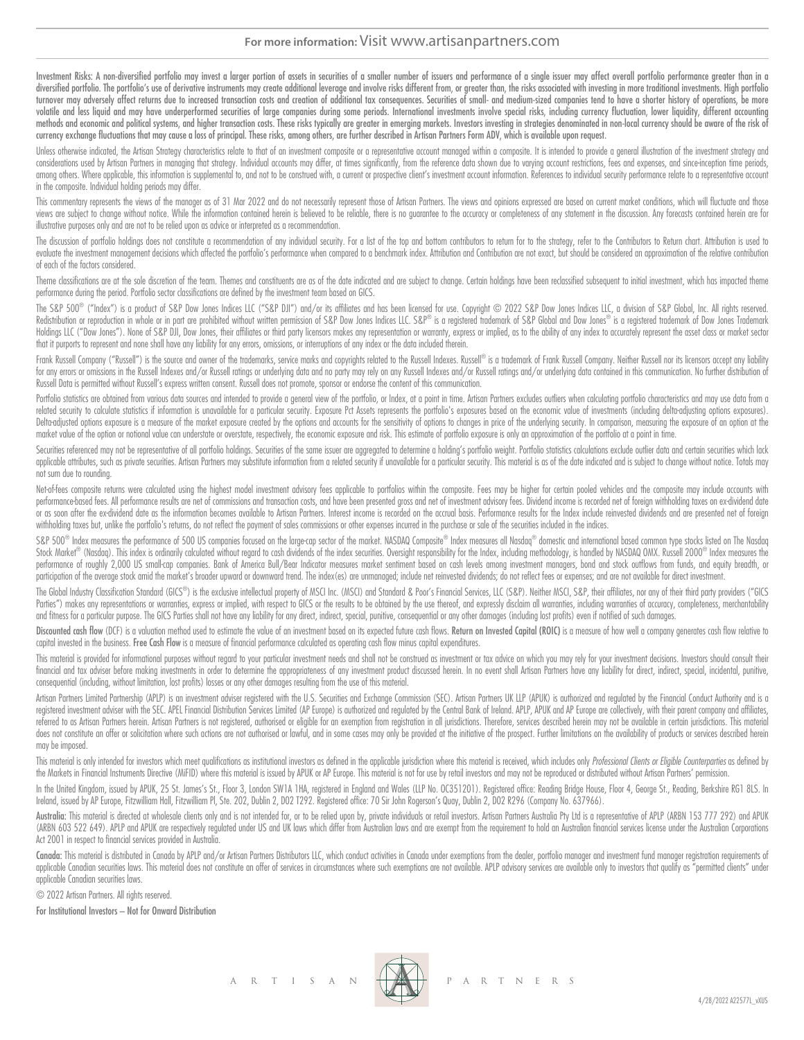For more information: Visit www.artisanpartners.com

Investment Risks: A non-diversified portfolio may invest a larger portion of assets in securities of a smaller number of issuers and performance of a single issuer may affect overall portfolio performance greater than in a diversified portfolio. The portfolio's use of derivative instruments may create additional leverage and involve risks different from, or greater than, the risks associated with investing in more traditional investments. High portfolio turnover may adversely affect returns due to increased transaction costs and creation of additional tax consequences. Securities of small- and medium-sized companies tend to have a shorter history of operations, be more volatile and less liquid and may have underperformed securities of large companies during some periods. International investments involve special risks, including currency fluctuation, lower liquidity, different accounting methods and economic and political systems, and higher transaction costs. These risks typically are greater in emerging markets. Investors investing in strategies denominated in non-local currency should be aware of the risk of currency exchange fluctuations that may cause a loss of principal. These risks, among others, are further described in Artisan Partners Form ADV, which is available upon request.

Unless otherwise indicated, the Artisan Strategy characteristics relate to that of an investment composite or a representative account managed within a composite. It is intended to provide a general illustration of the investment strategy and considerations used by Artisan Partners in managing that strategy. Individual accounts may differ, at times significantly, from the reference data shown due to varying account restrictions, fees and expenses, and since-inception time periods, among others. Where applicable, this information is supplemental to, and not to be construed with, a current or prospective client's investment account information. References to individual security performance relate to a representative account in the composite. Individual holding periods may differ.

This commentary represents the views of the manager as of 31 Mar 2022 and do not necessarily represent those of Artisan Partners. The views and opinions expressed are based on current market conditions, which will fluctuate and those views are subject to change without notice. While the information contained herein is believed to be reliable, there is no guarantee to the accuracy or completeness of any statement in the discussion. Any forecasts contained herein are for illustrative purposes only and are not to be relied upon as advice or interpreted as a recommendation.

The discussion of portfolio holdings does not constitute a recommendation of any individual security. For a list of the top and bottom contributors to return for to the strategy, refer to the Contributors to Return chart. Attribution is used to evaluate the investment management decisions which affected the portfolio's performance when compared to a benchmark index. Attribution and Contribution are not exact, but should be considered an approximation of the relative contribution of each of the factors considered.

Theme classifications are at the sole discretion of the team. Themes and constituents are as of the date indicated and are subject to change. Certain holdings have been reclassified subsequent to initial investment, which has impacted theme performance during the period. Portfolio sector classifications are defined by the investment team based on GICS.

The S&P 500® ("Index") is a product of S&P Dow Jones Indices LLC ("S&P DJI") and/or its affiliates and has been licensed for use. Copyright © 2022 S&P Dow Jones Indices LLC, a division of S&P Global, Inc. All rights reserved. Redistribution or reproduction in whole or in part are prohibited without written permission of S&P Dow Jones Indices LLC. S&P® is a registered trademark of S&P Global and Dow Jones® is a registered trademark of Dow Jones Trademark Holdings LLC ("Dow Jones"). None of S&P DJI, Dow Jones, their affiliates or third party licensors makes any representation or warranty, express or implied, as to the ability of any index to accurately represent the asset class or market sector that it purports to represent and none shall have any liability for any errors, omissions, or interruptions of any index or the data included therein.

Frank Russell Company ("Russell") is the source and owner of the trademarks, service marks and copyrights related to the Russell Indexes. Russell® is a trademark of Frank Russell Company. Neither Russell nor its licensors accept any liability for any errors or omissions in the Russell Indexes and/or Russell ratings or underlying data and no party may rely on any Russell Indexes and/or Russell ratings and/or underlying data contained in this communication. No further distribution of Russell Data is permitted without Russell's express written consent. Russell does not promote, sponsor or endorse the content of this communication.

Portfolio statistics are obtained from various data sources and intended to provide a general view of the portfolio, or Index, at a point in time. Artisan Partners excludes outliers when calculating portfolio characteristics and may use data from a related security to calculate statistics if information is unavailable for a particular security. Exposure Pct Assets represents the portfolio's exposures based on the economic value of investments (including delta-adjusting options exposures). Delta-adjusted options exposure is a measure of the market exposure created by the options and accounts for the sensitivity of options to changes in price of the underlying security. In comparison, measuring the exposure of an option at the market value of the option or notional value can understate or overstate, respectively, the economic exposure and risk. This estimate of portfolio exposure is only an approximation of the portfolio at a point in time.

Securities referenced may not be representative of all portfolio holdings. Securities of the same issuer are aggregated to determine a holding's portfolio weight. Portfolio statistics calculations exclude outlier data and certain securities which lack applicable attributes, such as private securities. Artisan Partners may substitute information from a related security if unavailable for a particular security. This material is as of the date indicated and is subject to change without notice. Totals may not sum due to rounding.

Net-of-fees composite returns were calculated using the highest model investment advisory fees applicable to portfolios within the composite. Fees may be higher for certain pooled vehicles and the composite may include accounts with performance-based fees. All performance results are net of commissions and transaction costs, and have been presented gross and net of investment advisory fees. Dividend income is recorded net of foreign withholding taxes on ex-dividend date or as soon after the ex-dividend date as the information becomes available to Artisan Partners. Interest income is recorded on the accrual basis. Performance results for the Index include reinvested dividends and are presented net of foreign withholding taxes but, unlike the portfolio's returns, do not reflect the payment of sales commissions or other expenses incurred in the purchase or sale of the securities included in the indices.

S&P 500® Index measures the performance of 500 US companies focused on the large-cap sector of the market. NASDAQ Composite® Index measures all Nasdaq® domestic and international based common type stocks listed on The Nasdaq Stock Market® (Nasdaq). This index is ordinarily calculated without regard to cash dividends of the index securities. Oversight responsibility for the Index, including methodology, is handled by NASDAQ OMX. Russell 2000® Index measures the performance of roughly 2,000 US small-cap companies. Bank of America Bull/Bear Indicator measures market sentiment based on cash levels among investment managers, bond and stock outflows from funds, and equity breadth, or participation of the average stock amid the market's broader upward or downward trend. The index(es) are unmanaged; include net reinvested dividends; do not reflect fees or expenses; and are not available for direct investment.

The Global Industry Classification Standard (GICS®) is the exclusive intellectual property of MSCI Inc. (MSCI) and Standard & Poor's Financial Services, LLC (S&P). Neither MSCI, S&P, their affiliates, nor any of their third party providers ("GICS Parties") makes any representations or warranties, express or implied, with respect to GICS or the results to be obtained by the use thereof, and expressly disclaim all warranties, including warranties of accuracy, completeness, merchantability and fitness for a particular purpose. The GICS Parties shall not have any liability for any direct, indirect, special, punitive, consequential or any other damages (including lost profits) even if notified of such damages.

**Discounted cash flow** (DCF) is a valuation method used to estimate the value of an investment based on its expected future cash flows. **Return on Invested Capital (ROIC)** is a measure of how well a company generates cash flow relative to capital invested in the business. **Free Cash Flow** is a measure of financial performance calculated as operating cash flow minus capital expenditures.

This material is provided for informational purposes without regard to your particular investment needs and shall not be construed as investment or tax advice on which you may rely for your investment decisions. Investors should consult their financial and tax adviser before making investments in order to determine the appropriateness of any investment product discussed herein. In no event shall Artisan Partners have any liability for direct, indirect, special, incidental, punitive, consequential (including, without limitation, lost profits) losses or any other damages resulting from the use of this material.

Artisan Partners Limited Partnership (APLP) is an investment adviser registered with the U.S. Securities and Exchange Commission (SEC). Artisan Partners UK LLP (APUK) is authorized and regulated by the Financial Conduct Authority and is a registered investment adviser with the SEC. APEL Financial Distribution Services Limited (AP Europe) is authorized and regulated by the Central Bank of Ireland. APLP, APUK and AP Europe are collectively, with their parent company and affiliates, referred to as Artisan Partners herein. Artisan Partners is not registered, authorised or eligible for an exemption from registration in all jurisdictions. Therefore, services described herein may not be available in certain jurisdictions. This material does not constitute an offer or solicitation where such actions are not authorised or lawful, and in some cases may only be provided at the initiative of the prospect. Further limitations on the availability of products or services described herein may be imposed.

This material is only intended for investors which meet qualifications as institutional investors as defined in the applicable jurisdiction where this material is received, which includes only *Professional Clients or Eligible Counterparties* as defined by the Markets in Financial Instruments Directive (MiFID) where this material is issued by APUK or AP Europe. This material is not for use by retail investors and may not be reproduced or distributed without Artisan Partners' permission.

In the United Kingdom, issued by APUK, 25 St. James's St., Floor 3, London SW1A 1HA, registered in England and Wales (LLP No. OC351201). Registered office: Reading Bridge House, Floor 4, George St., Reading, Berkshire RG1 8LS. In Ireland, issued by AP Europe, Fitzwilliam Hall, Fitzwilliam Pl, Ste. 202, Dublin 2, D02 T292. Registered office: 70 Sir John Rogerson's Quay, Dublin 2, D02 R296 (Company No. 637966).

**Australia:** This material is directed at wholesale clients only and is not intended for, or to be relied upon by, private individuals or retail investors. Artisan Partners Australia Pty Ltd is a representative of APLP (ARBN 153 777 292) and APUK (ARBN 603 522 649). APLP and APUK are respectively regulated under US and UK laws which differ from Australian laws and are exempt from the requirement to hold an Australian financial services license under the Australian Corporations Act 2001 in respect to financial services provided in Australia.

**Canada:** This material is distributed in Canada by APLP and/or Artisan Partners Distributors LLC, which conduct activities in Canada under exemptions from the dealer, portfolio manager and investment fund manager registration requirements of applicable Canadian securities laws. This material does not constitute an offer of services in circumstances where such exemptions are not available. APLP advisory services are available only to investors that qualify as "permitted clients" under applicable Canadian securities laws.

© 2022 Artisan Partners. All rights reserved.

**For Institutional Investors – Not for Onward Distribution**

ARTISAN PARTNERS

4/28/2022 A22577L_vXUS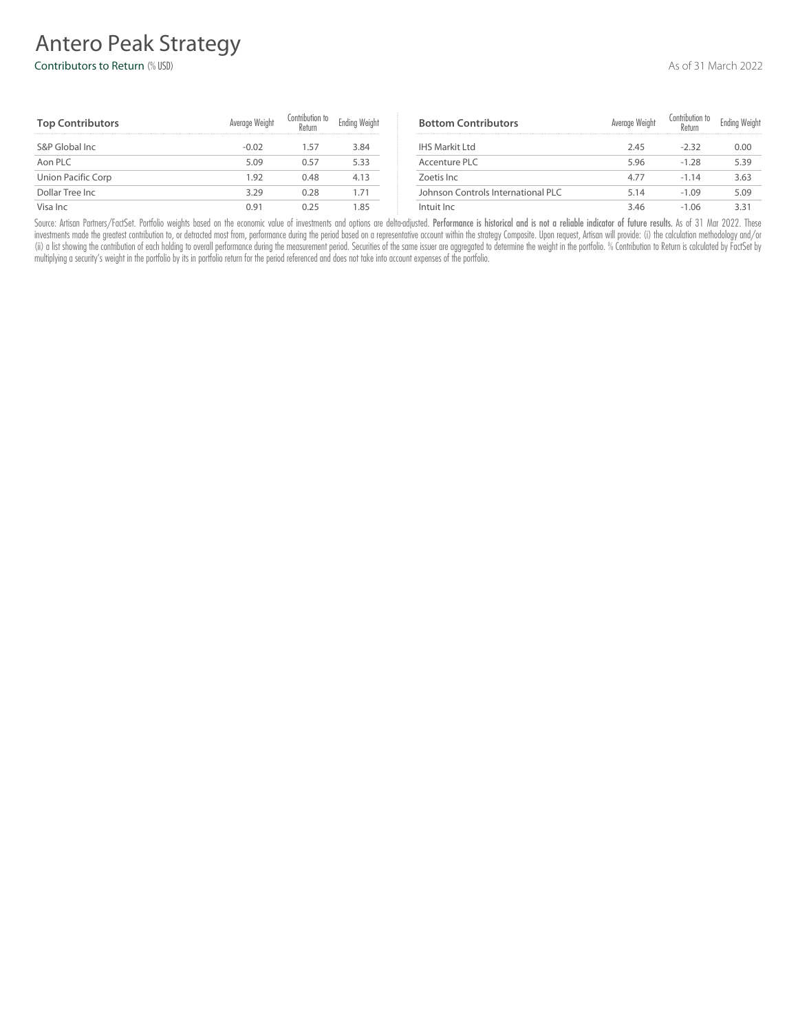# Antero Peak Strategy

Contributors to Return (% USD)

As of 31 March 2022

| Top Contributors | Average Weight | Contribution to Return | Ending Weight |
|---|---|---|---|
| S&P Global Inc | -0.02 | 1.57 | 3.84 |
| Aon PLC | 5.09 | 0.57 | 5.33 |
| Union Pacific Corp | 1.92 | 0.48 | 4.13 |
| Dollar Tree Inc | 3.29 | 0.28 | 1.71 |
| Visa Inc | 0.91 | 0.25 | 1.85 |

| Bottom Contributors | Average Weight | Contribution to Return | Ending Weight |
|---|---|---|---|
| IHS Markit Ltd | 2.45 | -2.32 | 0.00 |
| Accenture PLC | 5.96 | -1.28 | 5.39 |
| Zoetis Inc | 4.77 | -1.14 | 3.63 |
| Johnson Controls International PLC | 5.14 | -1.09 | 5.09 |
| Intuit Inc | 3.46 | -1.06 | 3.31 |

Source: Artisan Partners/FactSet. Portfolio weights based on the economic value of investments and options are delta-adjusted. **Performance is historical and is not a reliable indicator of future results.** As of 31 Mar 2022. These investments made the greatest contribution to, or detracted most from, performance during the period based on a representative account within the strategy Composite. Upon request, Artisan will provide: (i) the calculation methodology and/or (ii) a list showing the contribution of each holding to overall performance during the measurement period. Securities of the same issuer are aggregated to determine the weight in the portfolio. % Contribution to Return is calculated by FactSet by multiplying a security's weight in the portfolio by its in portfolio return for the period referenced and does not take into account expenses of the portfolio.